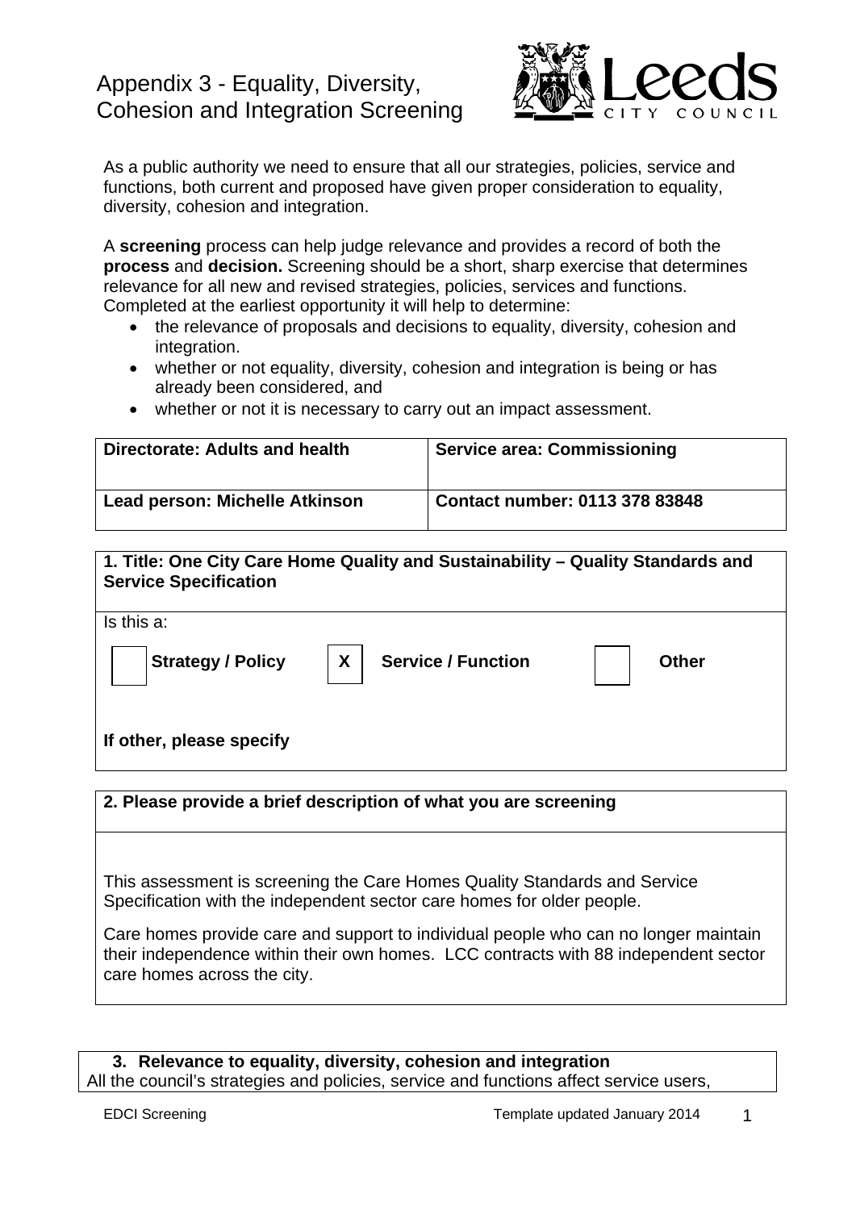# Appendix 3 - Equality, Diversity, Cohesion and Integration Screening

As a public authority we need to ensure that all our strategies, policies, service and functions, both current and proposed have given proper consideration to equality, diversity, cohesion and integration.

A **screening** process can help judge relevance and provides a record of both the **process** and **decision.** Screening should be a short, sharp exercise that determines relevance for all new and revised strategies, policies, services and functions. Completed at the earliest opportunity it will help to determine:

- the relevance of proposals and decisions to equality, diversity, cohesion and integration.
- whether or not equality, diversity, cohesion and integration is being or has already been considered, and
- whether or not it is necessary to carry out an impact assessment.

| **Directorate: Adults and health** | **Service area: Commissioning** |
|---|---|
| **Lead person: Michelle Atkinson** | **Contact number: 0113 378 83848** |

**1. Title: One City Care Home Quality and Sustainability – Quality Standards and Service Specification**

Is this a:

| | | | | | |
|---|---|---|---|---|---|
| ☐ | **Strategy / Policy** | X | **Service / Function** | ☐ | **Other** |

**If other, please specify**

**2. Please provide a brief description of what you are screening**

This assessment is screening the Care Homes Quality Standards and Service Specification with the independent sector care homes for older people.

Care homes provide care and support to individual people who can no longer maintain their independence within their own homes. LCC contracts with 88 independent sector care homes across the city.

**3. Relevance to equality, diversity, cohesion and integration**

All the council's strategies and policies, service and functions affect service users,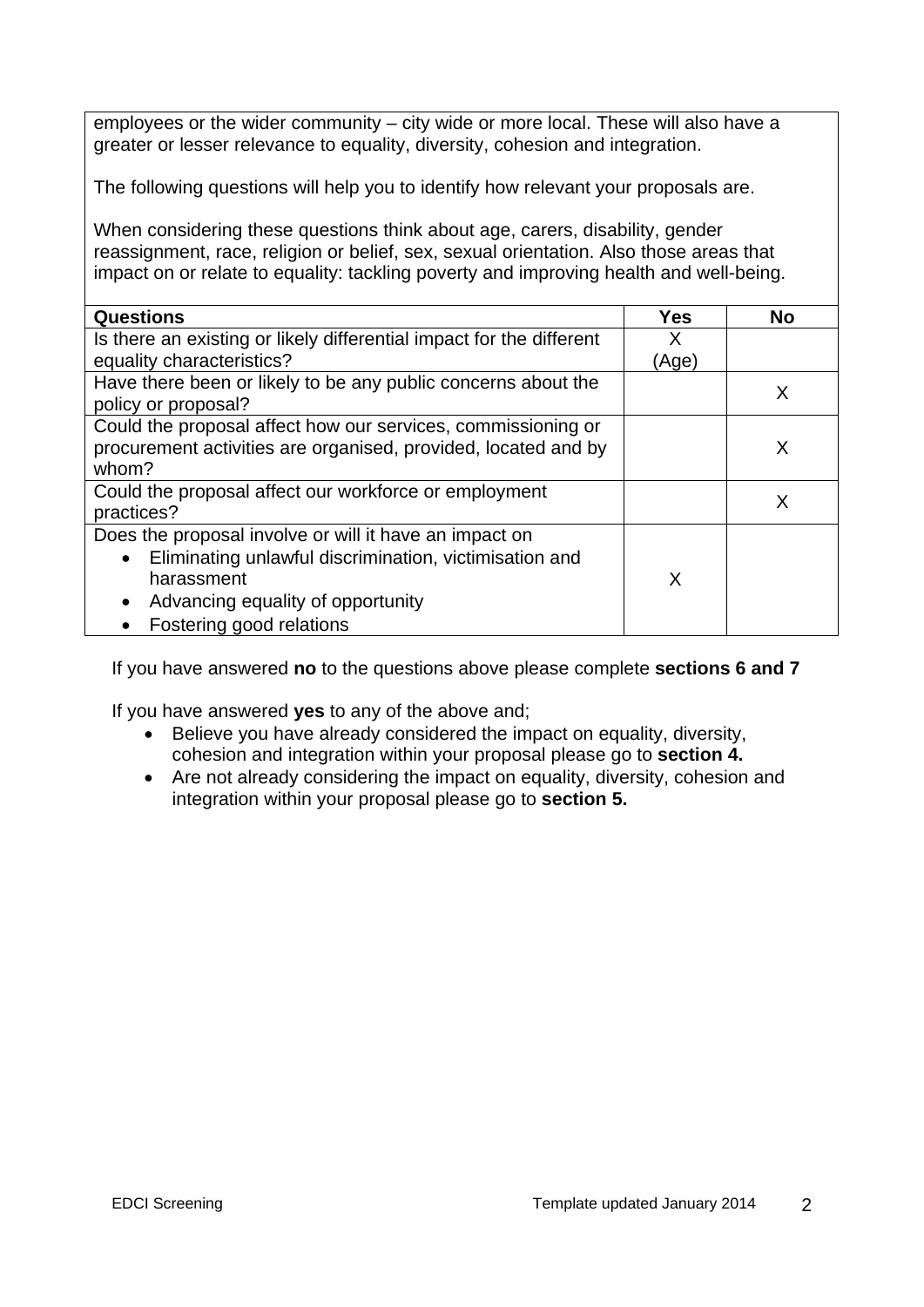employees or the wider community – city wide or more local. These will also have a greater or lesser relevance to equality, diversity, cohesion and integration.

The following questions will help you to identify how relevant your proposals are.

When considering these questions think about age, carers, disability, gender reassignment, race, religion or belief, sex, sexual orientation. Also those areas that impact on or relate to equality: tackling poverty and improving health and well-being.

| **Questions** | **Yes** | **No** |
|---|---|---|
| Is there an existing or likely differential impact for the different equality characteristics? | X (Age) | |
| Have there been or likely to be any public concerns about the policy or proposal? | | X |
| Could the proposal affect how our services, commissioning or procurement activities are organised, provided, located and by whom? | | X |
| Could the proposal affect our workforce or employment practices? | | X |
| Does the proposal involve or will it have an impact on<br>• Eliminating unlawful discrimination, victimisation and harassment<br>• Advancing equality of opportunity<br>• Fostering good relations | X | |

If you have answered **no** to the questions above please complete **sections 6 and 7**

If you have answered **yes** to any of the above and;

- Believe you have already considered the impact on equality, diversity, cohesion and integration within your proposal please go to **section 4.**
- Are not already considering the impact on equality, diversity, cohesion and integration within your proposal please go to **section 5.**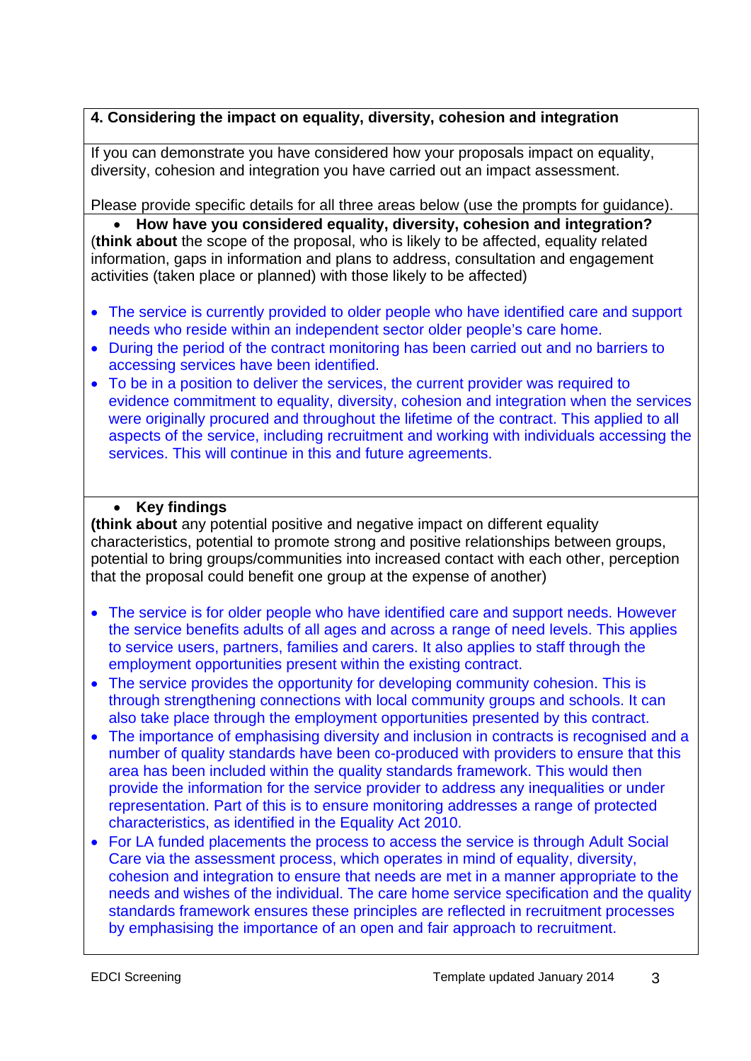## 4. Considering the impact on equality, diversity, cohesion and integration

If you can demonstrate you have considered how your proposals impact on equality, diversity, cohesion and integration you have carried out an impact assessment.

Please provide specific details for all three areas below (use the prompts for guidance).

- **How have you considered equality, diversity, cohesion and integration?**

(**think about** the scope of the proposal, who is likely to be affected, equality related information, gaps in information and plans to address, consultation and engagement activities (taken place or planned) with those likely to be affected)

- The service is currently provided to older people who have identified care and support needs who reside within an independent sector older people's care home.
- During the period of the contract monitoring has been carried out and no barriers to accessing services have been identified.
- To be in a position to deliver the services, the current provider was required to evidence commitment to equality, diversity, cohesion and integration when the services were originally procured and throughout the lifetime of the contract. This applied to all aspects of the service, including recruitment and working with individuals accessing the services. This will continue in this and future agreements.

- **Key findings**

**(think about** any potential positive and negative impact on different equality characteristics, potential to promote strong and positive relationships between groups, potential to bring groups/communities into increased contact with each other, perception that the proposal could benefit one group at the expense of another)

- The service is for older people who have identified care and support needs. However the service benefits adults of all ages and across a range of need levels. This applies to service users, partners, families and carers. It also applies to staff through the employment opportunities present within the existing contract.
- The service provides the opportunity for developing community cohesion. This is through strengthening connections with local community groups and schools. It can also take place through the employment opportunities presented by this contract.
- The importance of emphasising diversity and inclusion in contracts is recognised and a number of quality standards have been co-produced with providers to ensure that this area has been included within the quality standards framework. This would then provide the information for the service provider to address any inequalities or under representation. Part of this is to ensure monitoring addresses a range of protected characteristics, as identified in the Equality Act 2010.
- For LA funded placements the process to access the service is through Adult Social Care via the assessment process, which operates in mind of equality, diversity, cohesion and integration to ensure that needs are met in a manner appropriate to the needs and wishes of the individual. The care home service specification and the quality standards framework ensures these principles are reflected in recruitment processes by emphasising the importance of an open and fair approach to recruitment.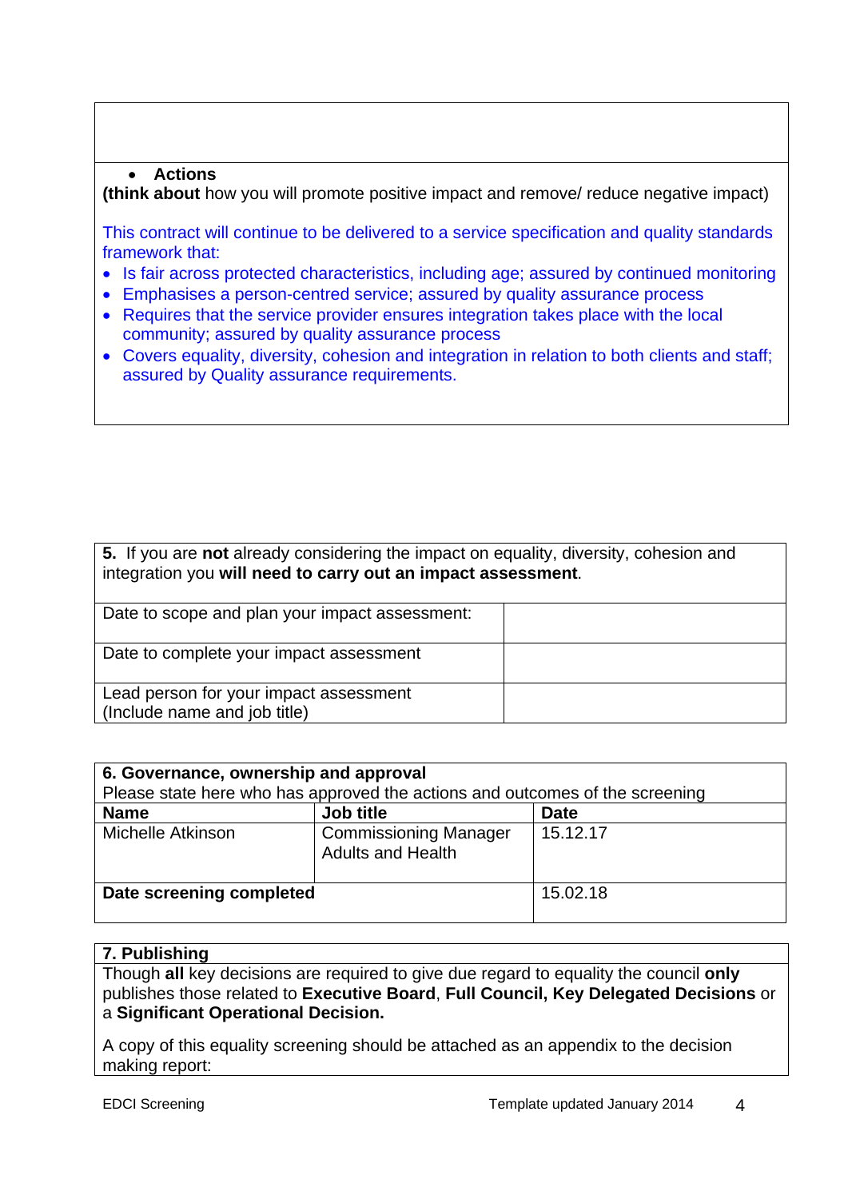- **Actions**

**(think about** how you will promote positive impact and remove/ reduce negative impact)

This contract will continue to be delivered to a service specification and quality standards framework that:

- Is fair across protected characteristics, including age; assured by continued monitoring
- Emphasises a person-centred service; assured by quality assurance process
- Requires that the service provider ensures integration takes place with the local community; assured by quality assurance process
- Covers equality, diversity, cohesion and integration in relation to both clients and staff; assured by Quality assurance requirements.

| **5.** If you are **not** already considering the impact on equality, diversity, cohesion and integration you **will need to carry out an impact assessment**. | |
|---|---|
| Date to scope and plan your impact assessment: | |
| Date to complete your impact assessment | |
| Lead person for your impact assessment (Include name and job title) | |

| **6. Governance, ownership and approval** Please state here who has approved the actions and outcomes of the screening | | |
|---|---|---|
| **Name** | **Job title** | **Date** |
| Michelle Atkinson | Commissioning Manager Adults and Health | 15.12.17 |
| **Date screening completed** | | 15.02.18 |

**7. Publishing**

Though **all** key decisions are required to give due regard to equality the council **only** publishes those related to **Executive Board**, **Full Council, Key Delegated Decisions** or a **Significant Operational Decision.**

A copy of this equality screening should be attached as an appendix to the decision making report: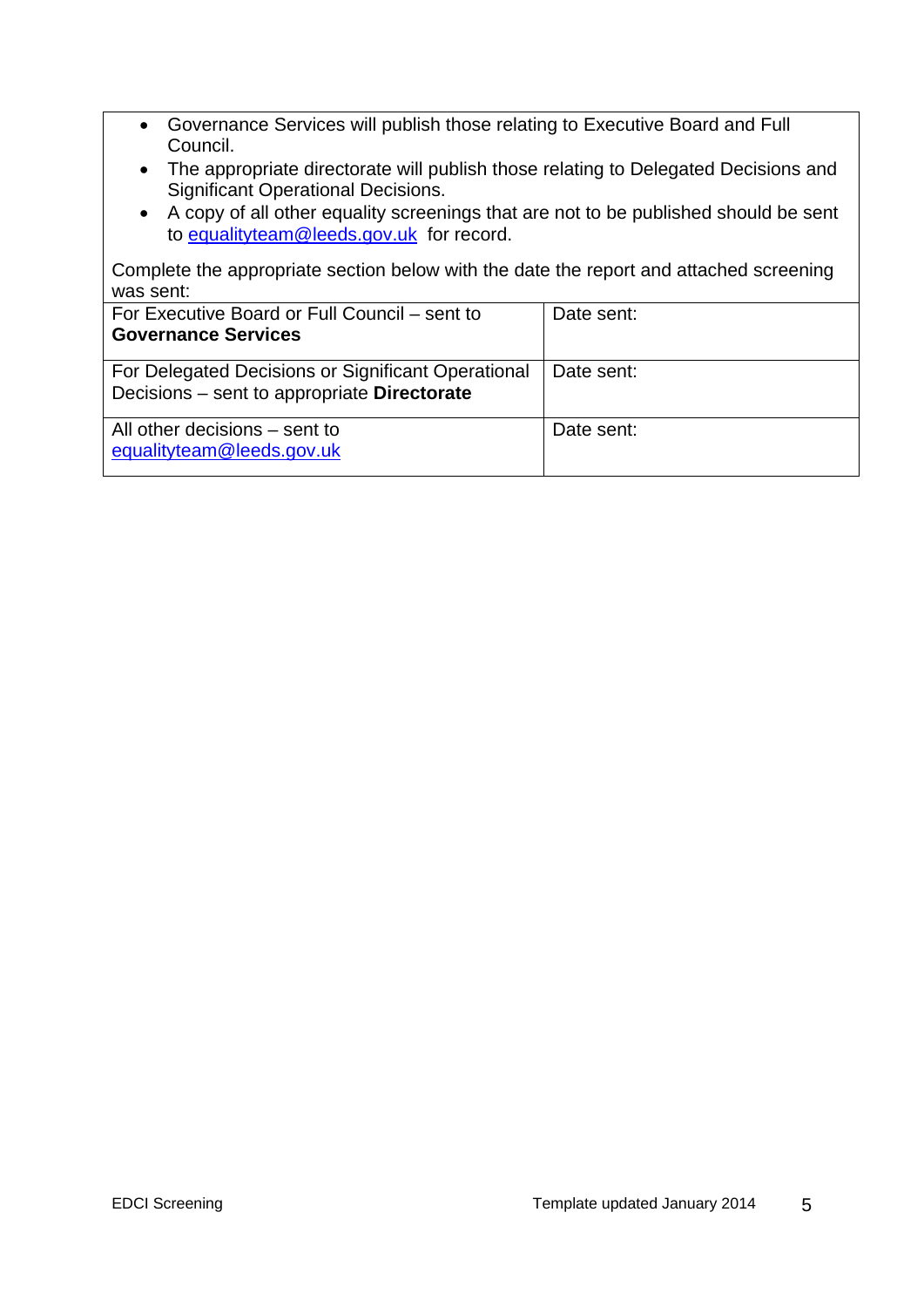- Governance Services will publish those relating to Executive Board and Full Council.
- The appropriate directorate will publish those relating to Delegated Decisions and Significant Operational Decisions.
- A copy of all other equality screenings that are not to be published should be sent to equalityteam@leeds.gov.uk for record.

Complete the appropriate section below with the date the report and attached screening was sent:

| | |
|---|---|
| For Executive Board or Full Council – sent to **Governance Services** | Date sent: |
| For Delegated Decisions or Significant Operational Decisions – sent to appropriate **Directorate** | Date sent: |
| All other decisions – sent to equalityteam@leeds.gov.uk | Date sent: |